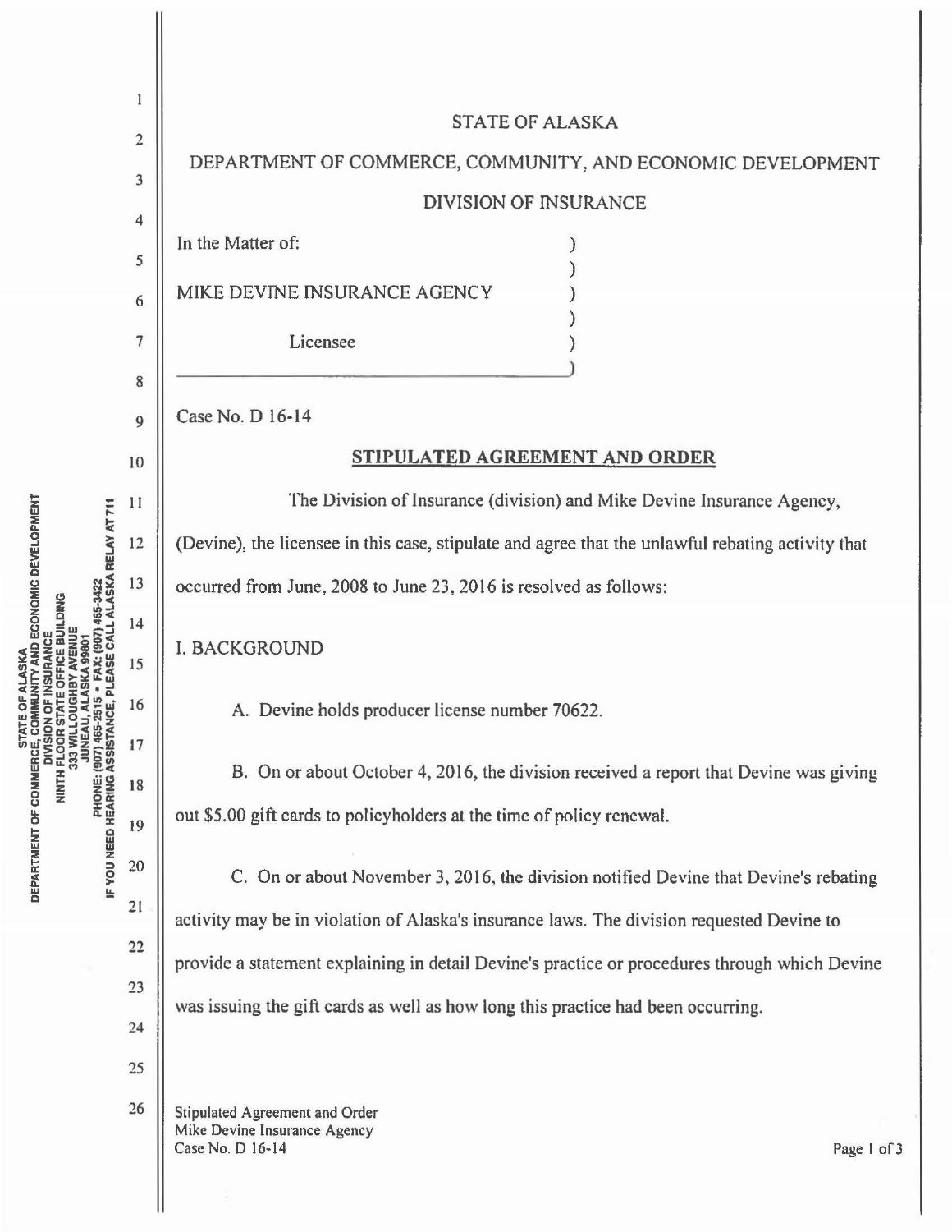STATE OF ALASKA

DEPARTMENT OF COMMERCE, COMMUNITY, AND ECONOMIC DEVELOPMENT

DIVISION OF INSURANCE

In the Matter of:

MIKE DEVINE INSURANCE AGENCY

Licensee

Case No. D 16-14

## STIPULATED AGREEMENT AND ORDER

The Division of Insurance (division) and Mike Devine Insurance Agency, (Devine), the licensee in this case, stipulate and agree that the unlawful rebating activity that occurred from June, 2008 to June 23, 2016 is resolved as follows:

I. BACKGROUND

A. Devine holds producer license number 70622.

B. On or about October 4, 2016, the division received a report that Devine was giving out $5.00 gift cards to policyholders at the time of policy renewal.

C. On or about November 3, 2016, the division notified Devine that Devine's rebating activity may be in violation of Alaska's insurance laws. The division requested Devine to provide a statement explaining in detail Devine's practice or procedures through which Devine was issuing the gift cards as well as how long this practice had been occurring.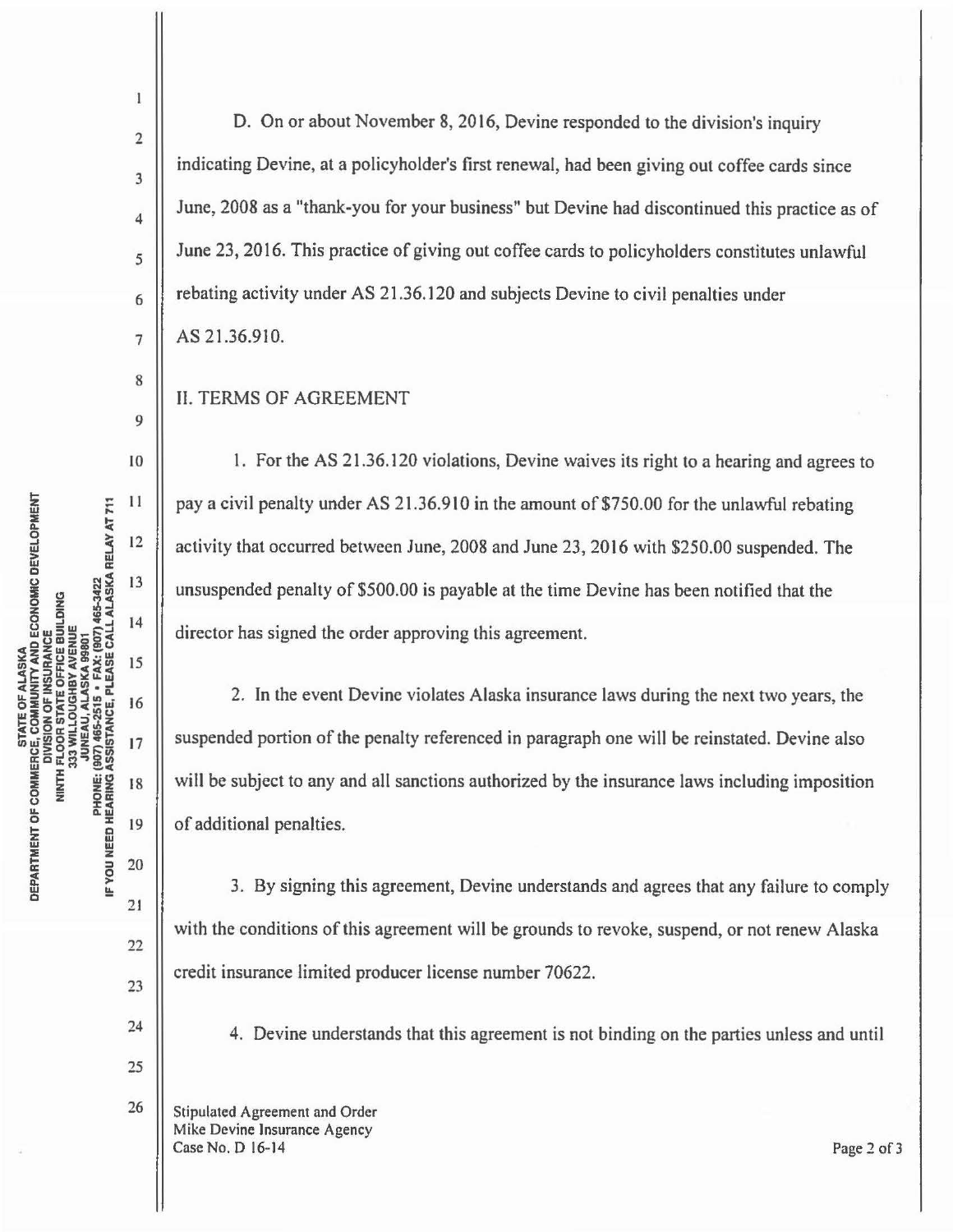D. On or about November 8, 2016, Devine responded to the division's inquiry indicating Devine, at a policyholder's first renewal, had been giving out coffee cards since June, 2008 as a "thank-you for your business" but Devine had discontinued this practice as of June 23, 2016. This practice of giving out coffee cards to policyholders constitutes unlawful rebating activity under AS 21.36.120 and subjects Devine to civil penalties under AS 21.36.910.

## II. TERMS OF AGREEMENT

1. For the AS 21.36.120 violations, Devine waives its right to a hearing and agrees to pay a civil penalty under AS 21.36.910 in the amount of $750.00 for the unlawful rebating activity that occurred between June, 2008 and June 23, 2016 with $250.00 suspended. The unsuspended penalty of $500.00 is payable at the time Devine has been notified that the director has signed the order approving this agreement.

2. In the event Devine violates Alaska insurance laws during the next two years, the suspended portion of the penalty referenced in paragraph one will be reinstated. Devine also will be subject to any and all sanctions authorized by the insurance laws including imposition of additional penalties.

3. By signing this agreement, Devine understands and agrees that any failure to comply with the conditions of this agreement will be grounds to revoke, suspend, or not renew Alaska credit insurance limited producer license number 70622.

4. Devine understands that this agreement is not binding on the parties unless and until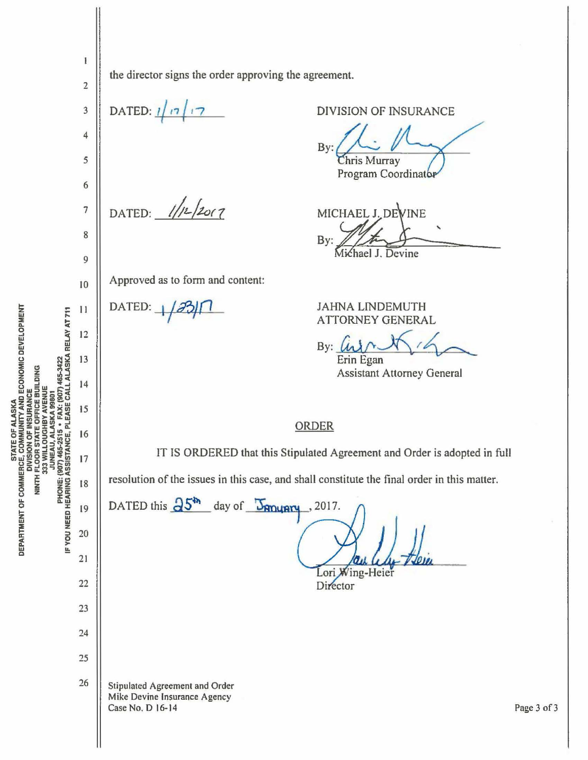the director signs the order approving the agreement.

DATED: 1/17/17

DIVISION OF INSURANCE

By: _______________
Chris Murray
Program Coordinator

DATED: 1/12/2017

MICHAEL J. DEVINE

By: _______________
Michael J. Devine

Approved as to form and content:

DATED: 1/23/17

JAHNA LINDEMUTH
ATTORNEY GENERAL

By: _______________
Erin Egan
Assistant Attorney General

## ORDER

IT IS ORDERED that this Stipulated Agreement and Order is adopted in full resolution of the issues in this case, and shall constitute the final order in this matter.

DATED this 25th day of January, 2017.

_______________
Lori Wing-Heier
Director

Stipulated Agreement and Order
Mike Devine Insurance Agency
Case No. D 16-14